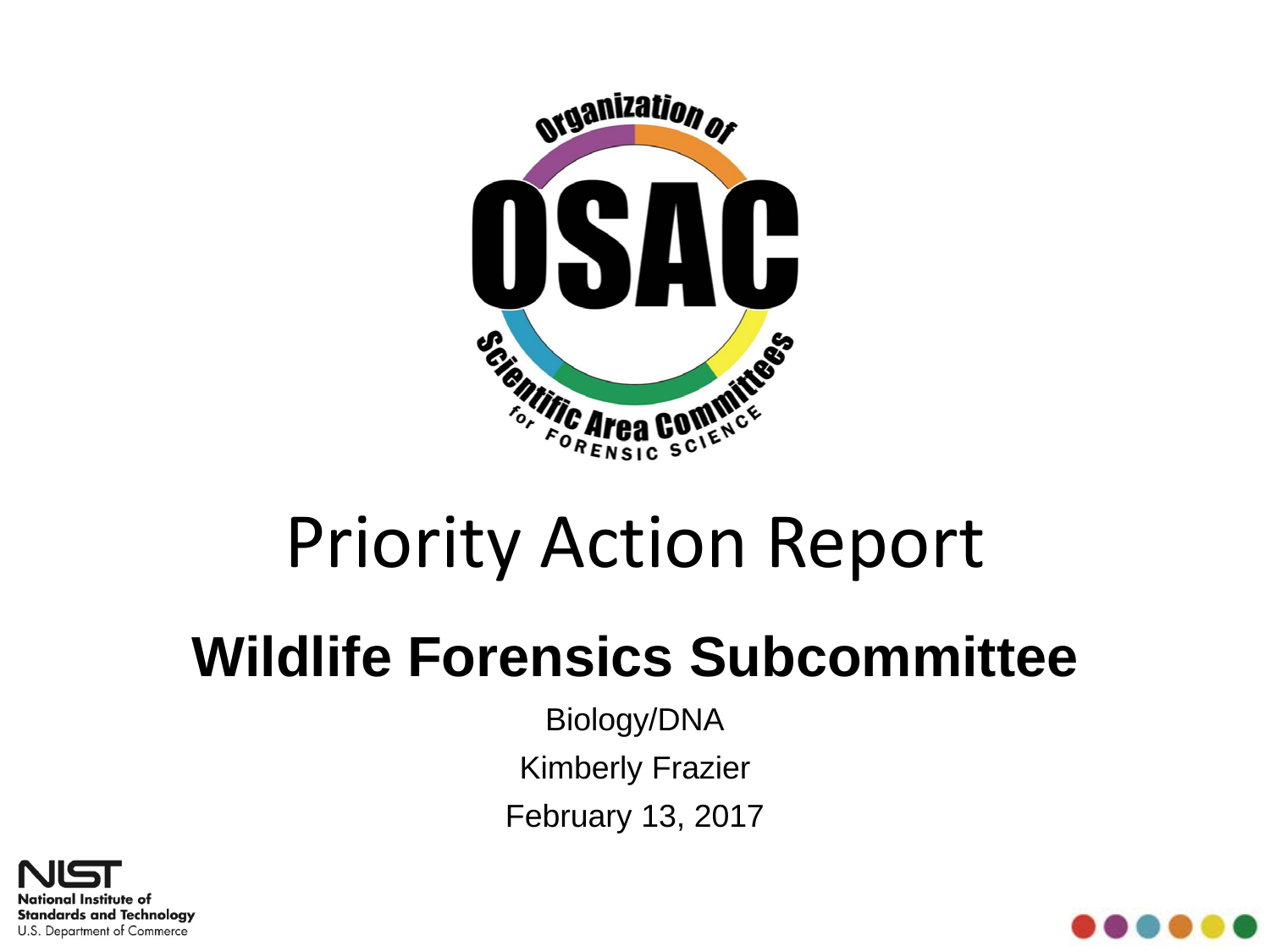# Priority Action Report

## Wildlife Forensics Subcommittee

Biology/DNA

Kimberly Frazier

February 13, 2017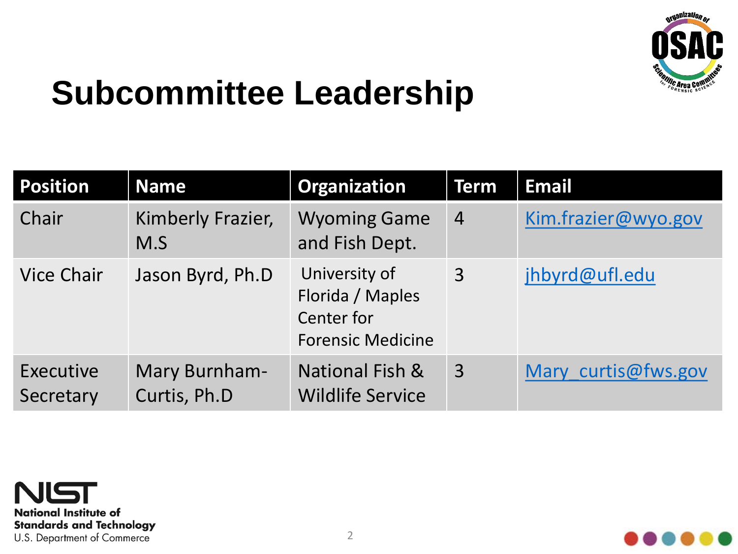# Subcommittee Leadership

| Position | Name | Organization | Term | Email |
|---|---|---|---|---|
| Chair | Kimberly Frazier, M.S | Wyoming Game and Fish Dept. | 4 | Kim.frazier@wyo.gov |
| Vice Chair | Jason Byrd, Ph.D | University of Florida / Maples Center for Forensic Medicine | 3 | jhbyrd@ufl.edu |
| Executive Secretary | Mary Burnham-Curtis, Ph.D | National Fish & Wildlife Service | 3 | Mary_curtis@fws.gov |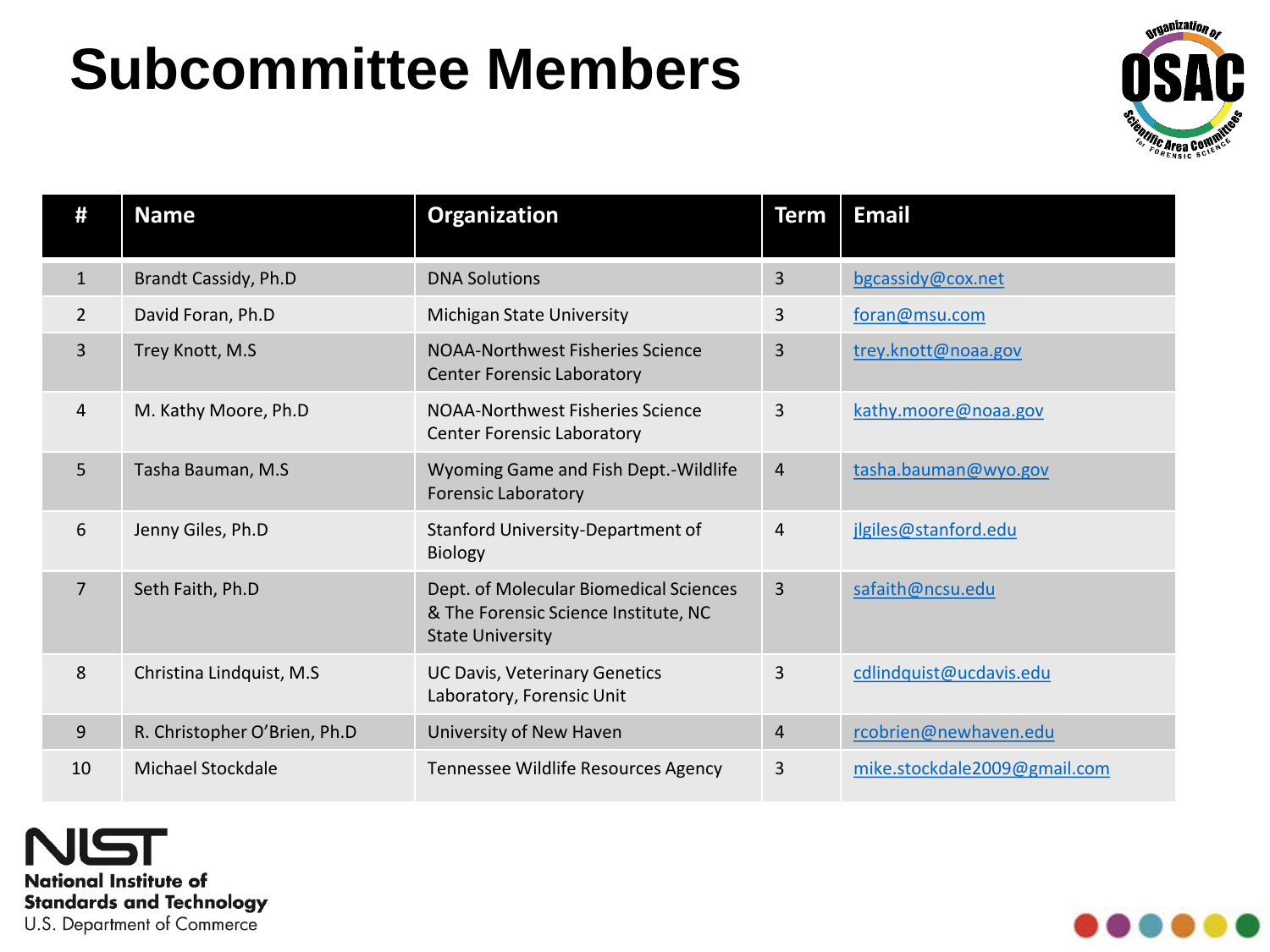# Subcommittee Members

| # | Name | Organization | Term | Email |
|---|---|---|---|---|
| 1 | Brandt Cassidy, Ph.D | DNA Solutions | 3 | bgcassidy@cox.net |
| 2 | David Foran, Ph.D | Michigan State University | 3 | foran@msu.com |
| 3 | Trey Knott, M.S | NOAA-Northwest Fisheries Science Center Forensic Laboratory | 3 | trey.knott@noaa.gov |
| 4 | M. Kathy Moore, Ph.D | NOAA-Northwest Fisheries Science Center Forensic Laboratory | 3 | kathy.moore@noaa.gov |
| 5 | Tasha Bauman, M.S | Wyoming Game and Fish Dept.-Wildlife Forensic Laboratory | 4 | tasha.bauman@wyo.gov |
| 6 | Jenny Giles, Ph.D | Stanford University-Department of Biology | 4 | jlgiles@stanford.edu |
| 7 | Seth Faith, Ph.D | Dept. of Molecular Biomedical Sciences & The Forensic Science Institute, NC State University | 3 | safaith@ncsu.edu |
| 8 | Christina Lindquist, M.S | UC Davis, Veterinary Genetics Laboratory, Forensic Unit | 3 | cdlindquist@ucdavis.edu |
| 9 | R. Christopher O'Brien, Ph.D | University of New Haven | 4 | rcobrien@newhaven.edu |
| 10 | Michael Stockdale | Tennessee Wildlife Resources Agency | 3 | mike.stockdale2009@gmail.com |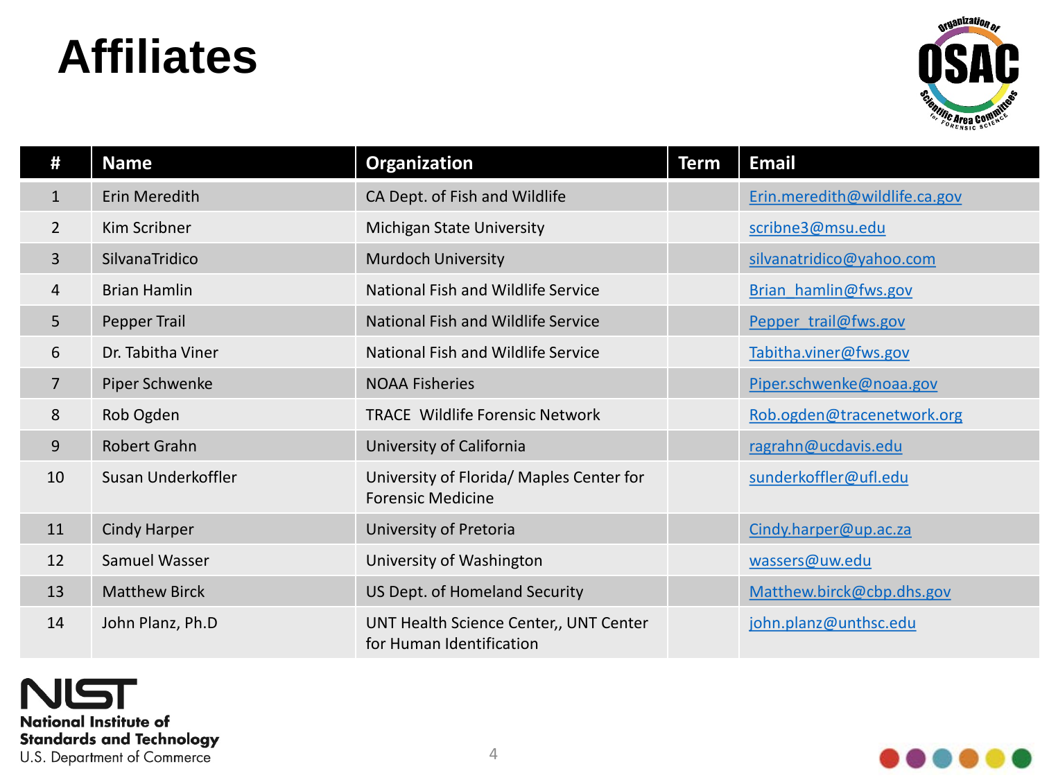# Affiliates

| # | Name | Organization | Term | Email |
|---|---|---|---|---|
| 1 | Erin Meredith | CA Dept. of Fish and Wildlife | | Erin.meredith@wildlife.ca.gov |
| 2 | Kim Scribner | Michigan State University | | scribne3@msu.edu |
| 3 | SilvanaTridico | Murdoch University | | silvanatridico@yahoo.com |
| 4 | Brian Hamlin | National Fish and Wildlife Service | | Brian_hamlin@fws.gov |
| 5 | Pepper Trail | National Fish and Wildlife Service | | Pepper_trail@fws.gov |
| 6 | Dr. Tabitha Viner | National Fish and Wildlife Service | | Tabitha.viner@fws.gov |
| 7 | Piper Schwenke | NOAA Fisheries | | Piper.schwenke@noaa.gov |
| 8 | Rob Ogden | TRACE Wildlife Forensic Network | | Rob.ogden@tracenetwork.org |
| 9 | Robert Grahn | University of California | | ragrahn@ucdavis.edu |
| 10 | Susan Underkoffler | University of Florida/ Maples Center for Forensic Medicine | | sunderkoffler@ufl.edu |
| 11 | Cindy Harper | University of Pretoria | | Cindy.harper@up.ac.za |
| 12 | Samuel Wasser | University of Washington | | wassers@uw.edu |
| 13 | Matthew Birck | US Dept. of Homeland Security | | Matthew.birck@cbp.dhs.gov |
| 14 | John Planz, Ph.D | UNT Health Science Center,, UNT Center for Human Identification | | john.planz@unthsc.edu |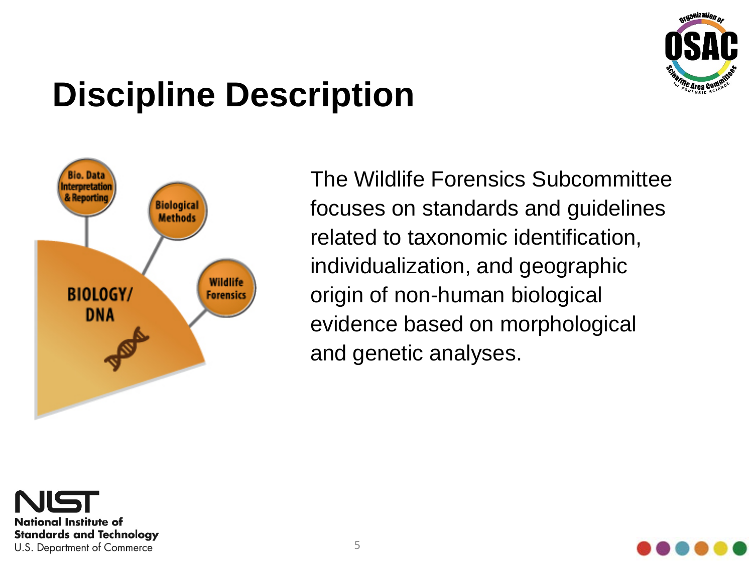# Discipline Description

Bio. Data Interpretation & Reporting

Biological Methods

Wildlife Forensics

BIOLOGY/ DNA

The Wildlife Forensics Subcommittee focuses on standards and guidelines related to taxonomic identification, individualization, and geographic origin of non-human biological evidence based on morphological and genetic analyses.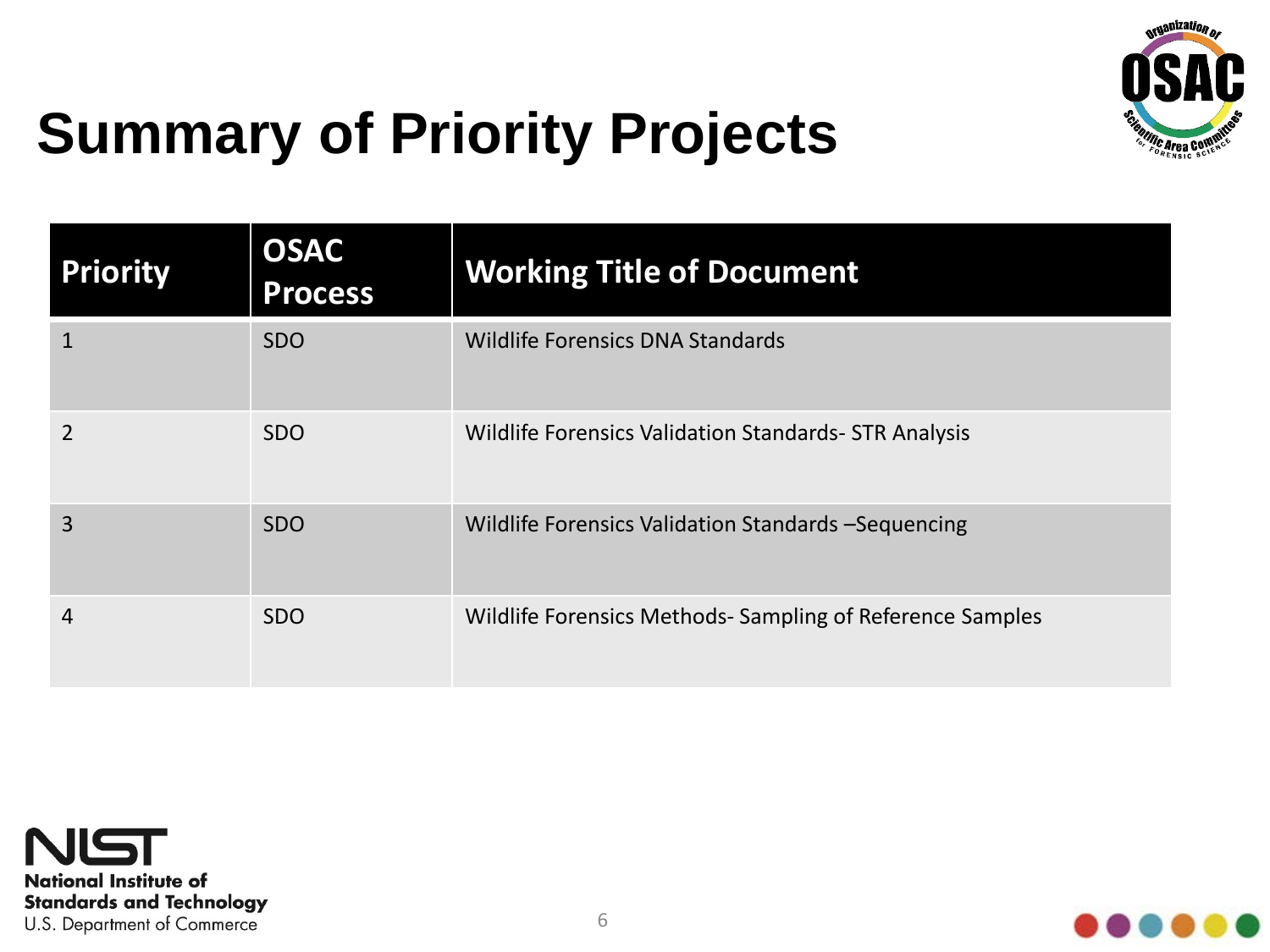# Summary of Priority Projects

| Priority | OSAC Process | Working Title of Document |
| --- | --- | --- |
| 1 | SDO | Wildlife Forensics DNA Standards |
| 2 | SDO | Wildlife Forensics Validation Standards- STR Analysis |
| 3 | SDO | Wildlife Forensics Validation Standards –Sequencing |
| 4 | SDO | Wildlife Forensics Methods- Sampling of Reference Samples |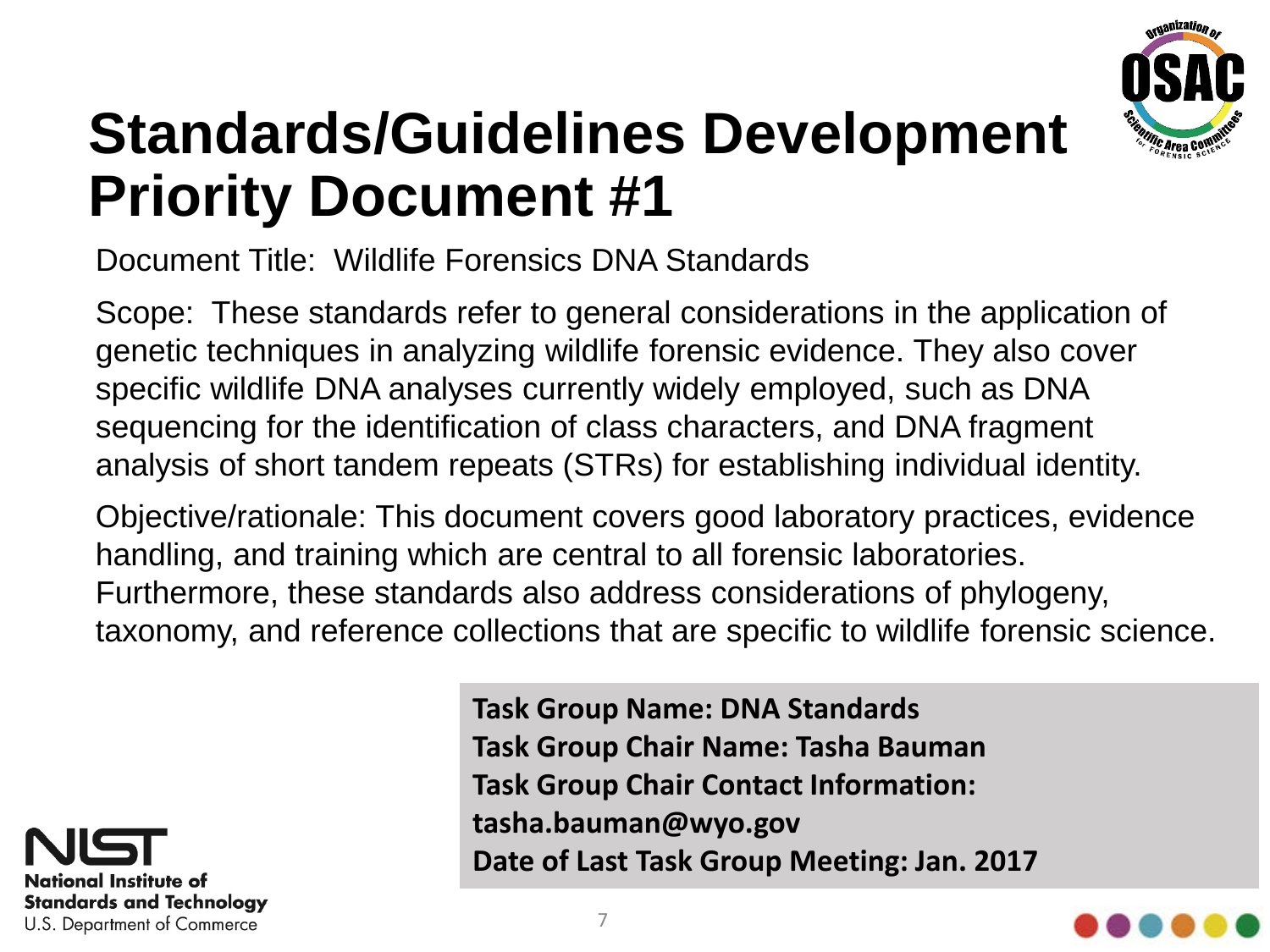# Standards/Guidelines Development Priority Document #1

Document Title: Wildlife Forensics DNA Standards

Scope: These standards refer to general considerations in the application of genetic techniques in analyzing wildlife forensic evidence. They also cover specific wildlife DNA analyses currently widely employed, such as DNA sequencing for the identification of class characters, and DNA fragment analysis of short tandem repeats (STRs) for establishing individual identity.

Objective/rationale: This document covers good laboratory practices, evidence handling, and training which are central to all forensic laboratories. Furthermore, these standards also address considerations of phylogeny, taxonomy, and reference collections that are specific to wildlife forensic science.

**Task Group Name: DNA Standards**
**Task Group Chair Name: Tasha Bauman**
**Task Group Chair Contact Information: tasha.bauman@wyo.gov**
**Date of Last Task Group Meeting: Jan. 2017**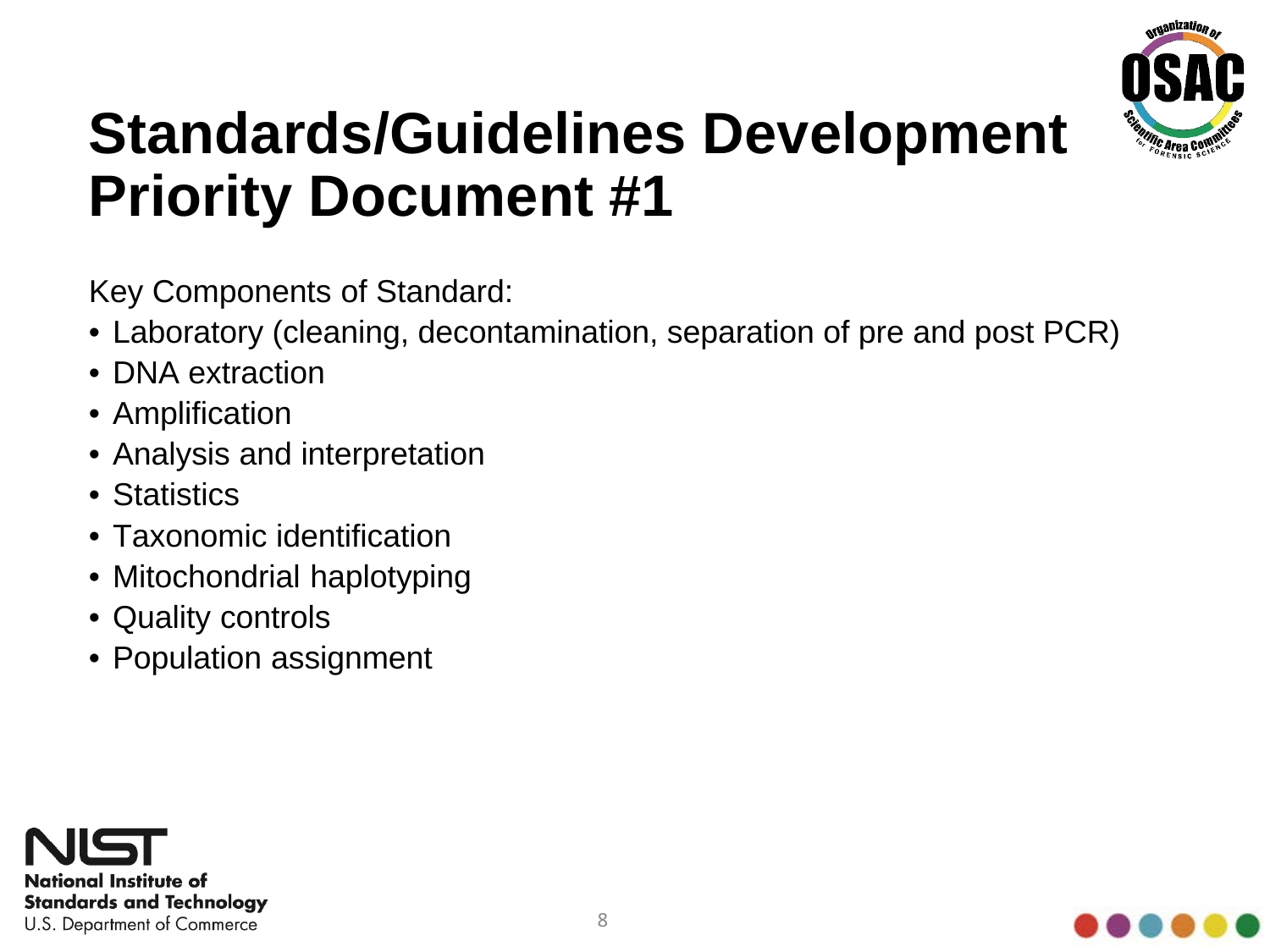# Standards/Guidelines Development Priority Document #1

Key Components of Standard:

- Laboratory (cleaning, decontamination, separation of pre and post PCR)
- DNA extraction
- Amplification
- Analysis and interpretation
- Statistics
- Taxonomic identification
- Mitochondrial haplotyping
- Quality controls
- Population assignment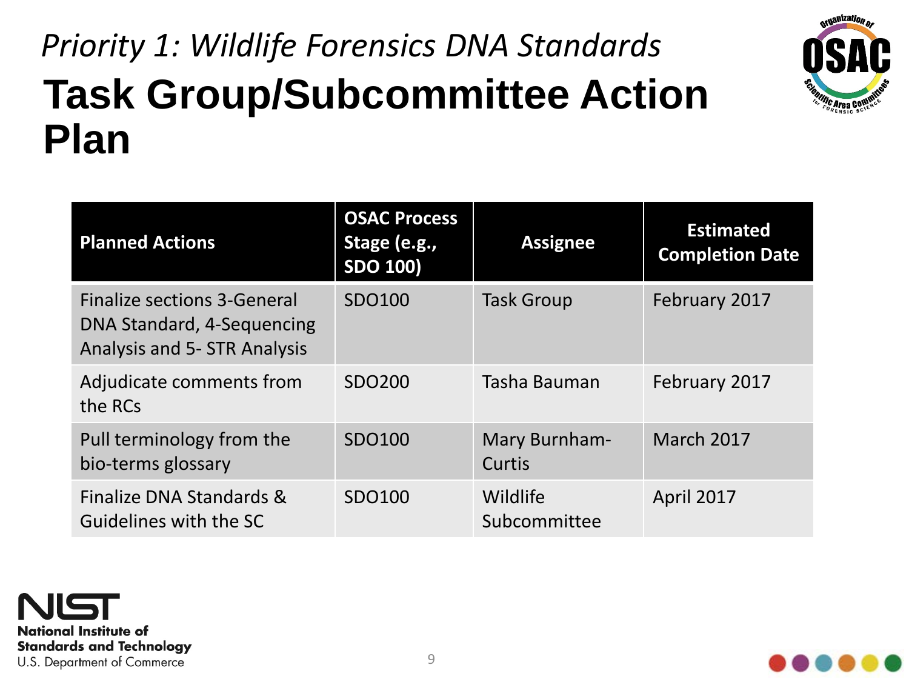*Priority 1: Wildlife Forensics DNA Standards*

# Task Group/Subcommittee Action Plan

| Planned Actions | OSAC Process Stage (e.g., SDO 100) | Assignee | Estimated Completion Date |
|---|---|---|---|
| Finalize sections 3-General DNA Standard, 4-Sequencing Analysis and 5- STR Analysis | SDO100 | Task Group | February 2017 |
| Adjudicate comments from the RCs | SDO200 | Tasha Bauman | February 2017 |
| Pull terminology from the bio-terms glossary | SDO100 | Mary Burnham-Curtis | March 2017 |
| Finalize DNA Standards & Guidelines with the SC | SDO100 | Wildlife Subcommittee | April 2017 |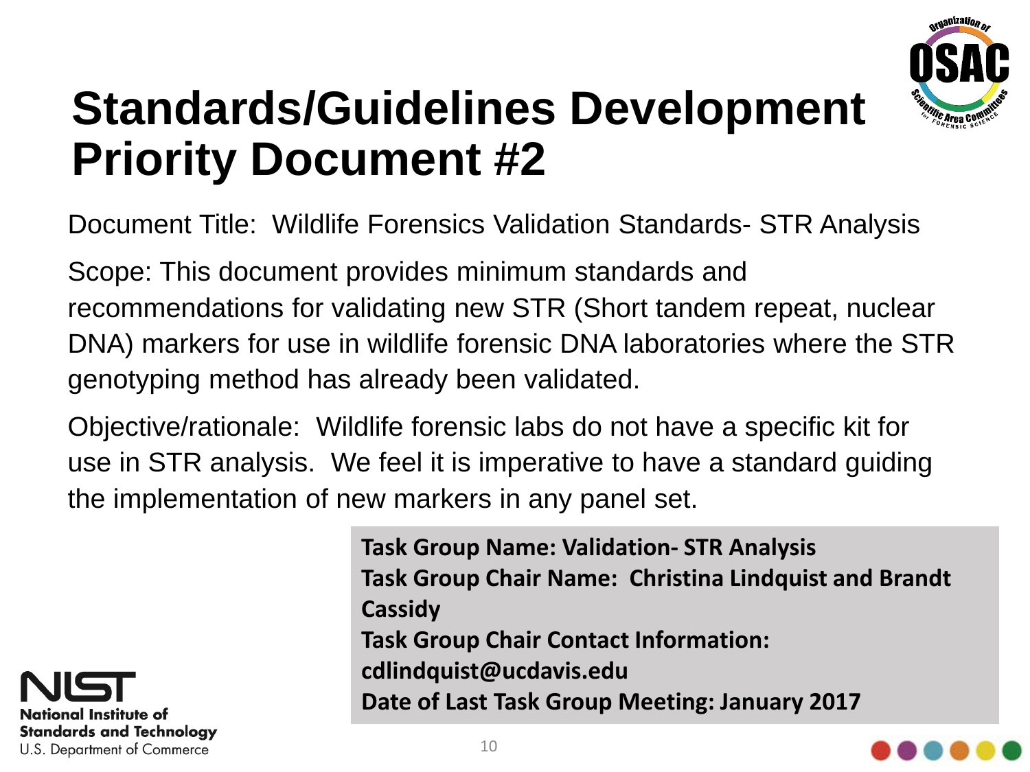# Standards/Guidelines Development Priority Document #2

Document Title: Wildlife Forensics Validation Standards- STR Analysis

Scope: This document provides minimum standards and recommendations for validating new STR (Short tandem repeat, nuclear DNA) markers for use in wildlife forensic DNA laboratories where the STR genotyping method has already been validated.

Objective/rationale: Wildlife forensic labs do not have a specific kit for use in STR analysis. We feel it is imperative to have a standard guiding the implementation of new markers in any panel set.

**Task Group Name: Validation- STR Analysis**
**Task Group Chair Name: Christina Lindquist and Brandt Cassidy**
**Task Group Chair Contact Information: cdlindquist@ucdavis.edu**
**Date of Last Task Group Meeting: January 2017**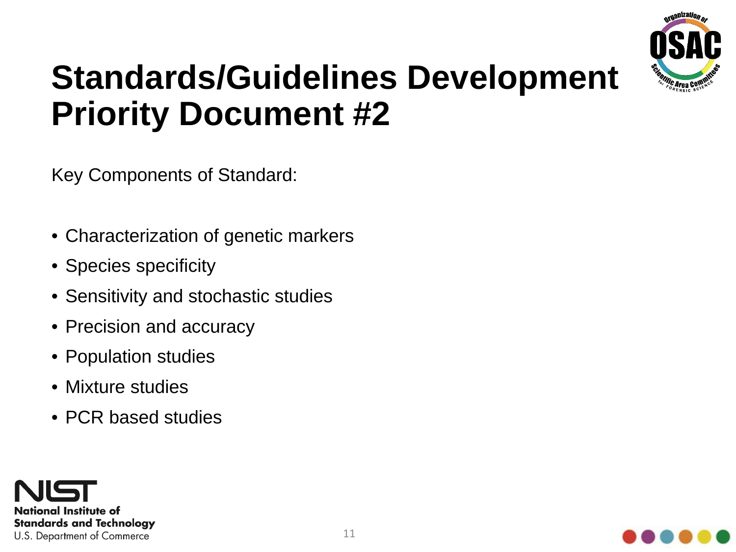# Standards/Guidelines Development Priority Document #2

Key Components of Standard:

- Characterization of genetic markers
- Species specificity
- Sensitivity and stochastic studies
- Precision and accuracy
- Population studies
- Mixture studies
- PCR based studies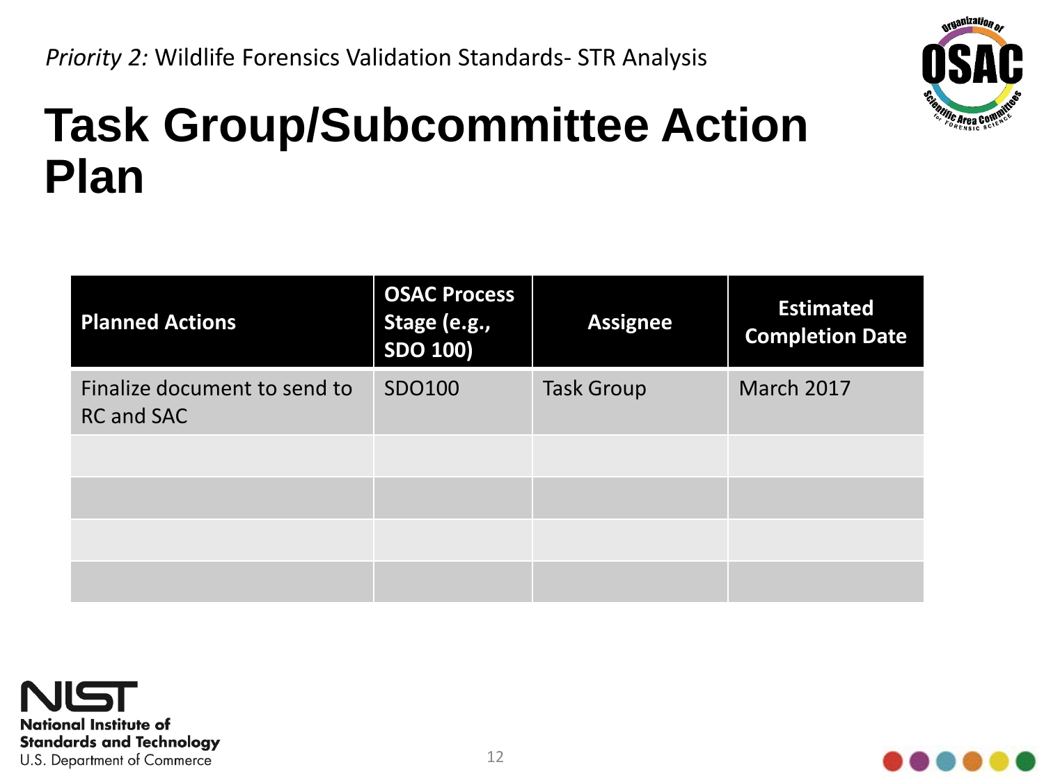*Priority 2:* Wildlife Forensics Validation Standards- STR Analysis

# Task Group/Subcommittee Action Plan

| Planned Actions | OSAC Process Stage (e.g., SDO 100) | Assignee | Estimated Completion Date |
|---|---|---|---|
| Finalize document to send to RC and SAC | SDO100 | Task Group | March 2017 |
| | | | |
| | | | |
| | | | |
| | | | |

National Institute of Standards and Technology
U.S. Department of Commerce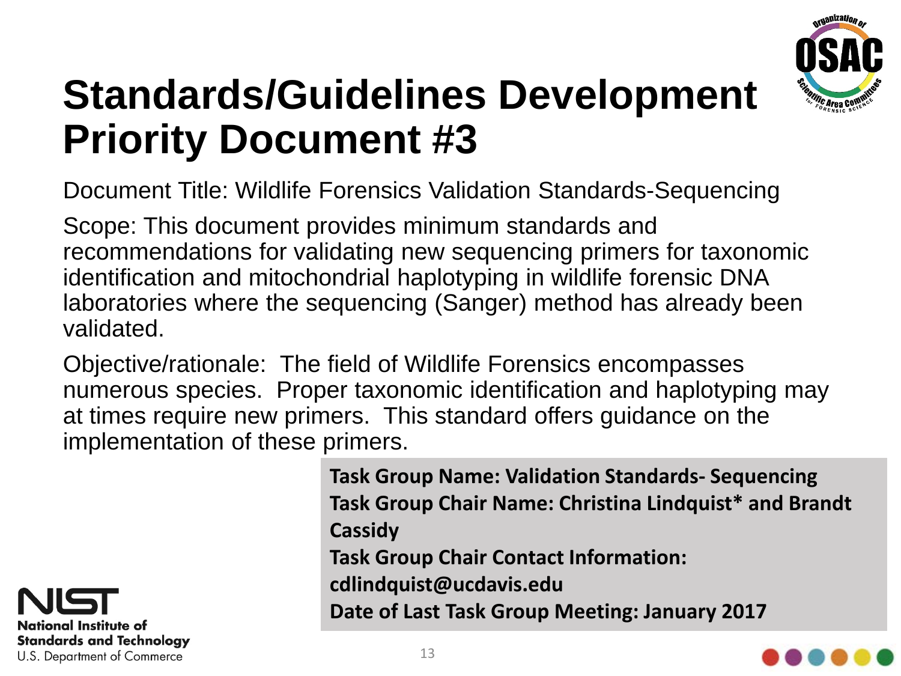# Standards/Guidelines Development Priority Document #3

Document Title: Wildlife Forensics Validation Standards-Sequencing

Scope: This document provides minimum standards and recommendations for validating new sequencing primers for taxonomic identification and mitochondrial haplotyping in wildlife forensic DNA laboratories where the sequencing (Sanger) method has already been validated.

Objective/rationale: The field of Wildlife Forensics encompasses numerous species. Proper taxonomic identification and haplotyping may at times require new primers. This standard offers guidance on the implementation of these primers.

**Task Group Name: Validation Standards- Sequencing**
**Task Group Chair Name: Christina Lindquist* and Brandt Cassidy**
**Task Group Chair Contact Information: cdlindquist@ucdavis.edu**
**Date of Last Task Group Meeting: January 2017**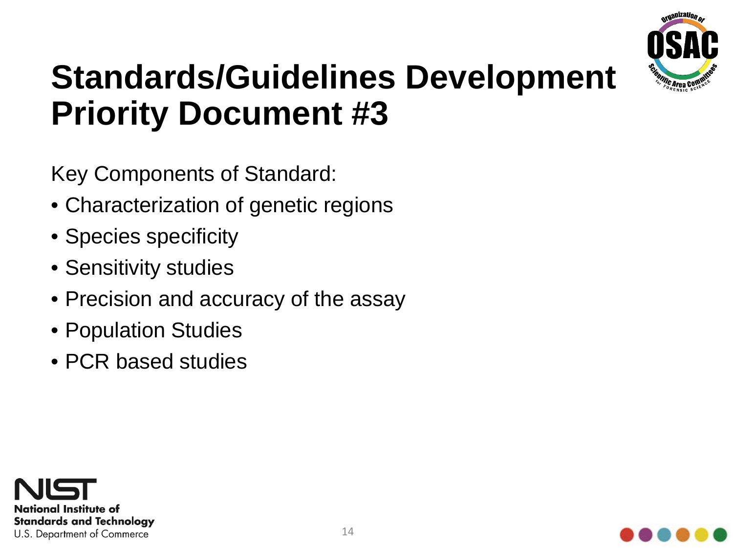# Standards/Guidelines Development Priority Document #3

Key Components of Standard:

- Characterization of genetic regions
- Species specificity
- Sensitivity studies
- Precision and accuracy of the assay
- Population Studies
- PCR based studies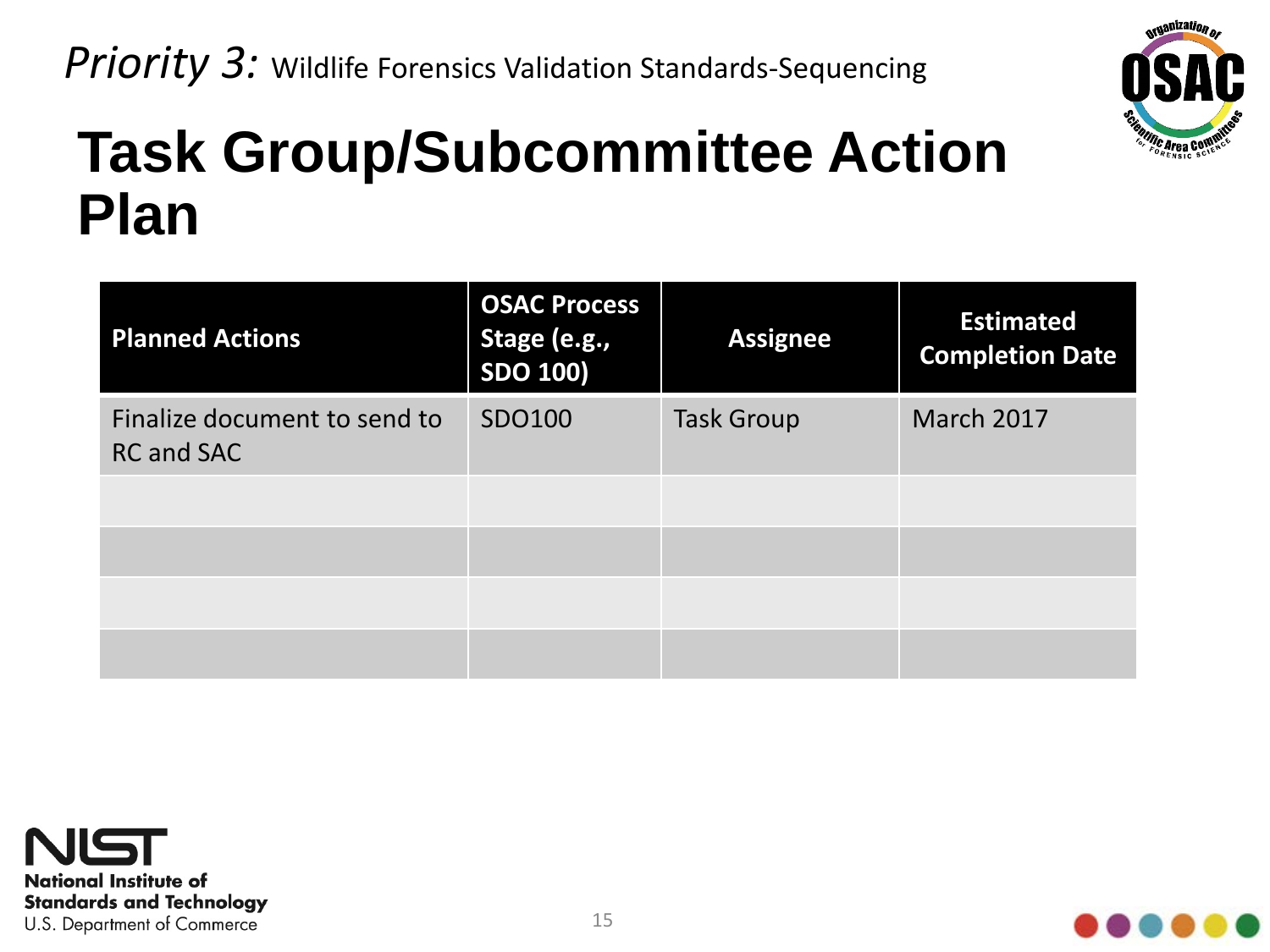*Priority 3:* Wildlife Forensics Validation Standards-Sequencing

# Task Group/Subcommittee Action Plan

| Planned Actions | OSAC Process Stage (e.g., SDO 100) | Assignee | Estimated Completion Date |
|---|---|---|---|
| Finalize document to send to RC and SAC | SDO100 | Task Group | March 2017 |
| | | | |
| | | | |
| | | | |
| | | | |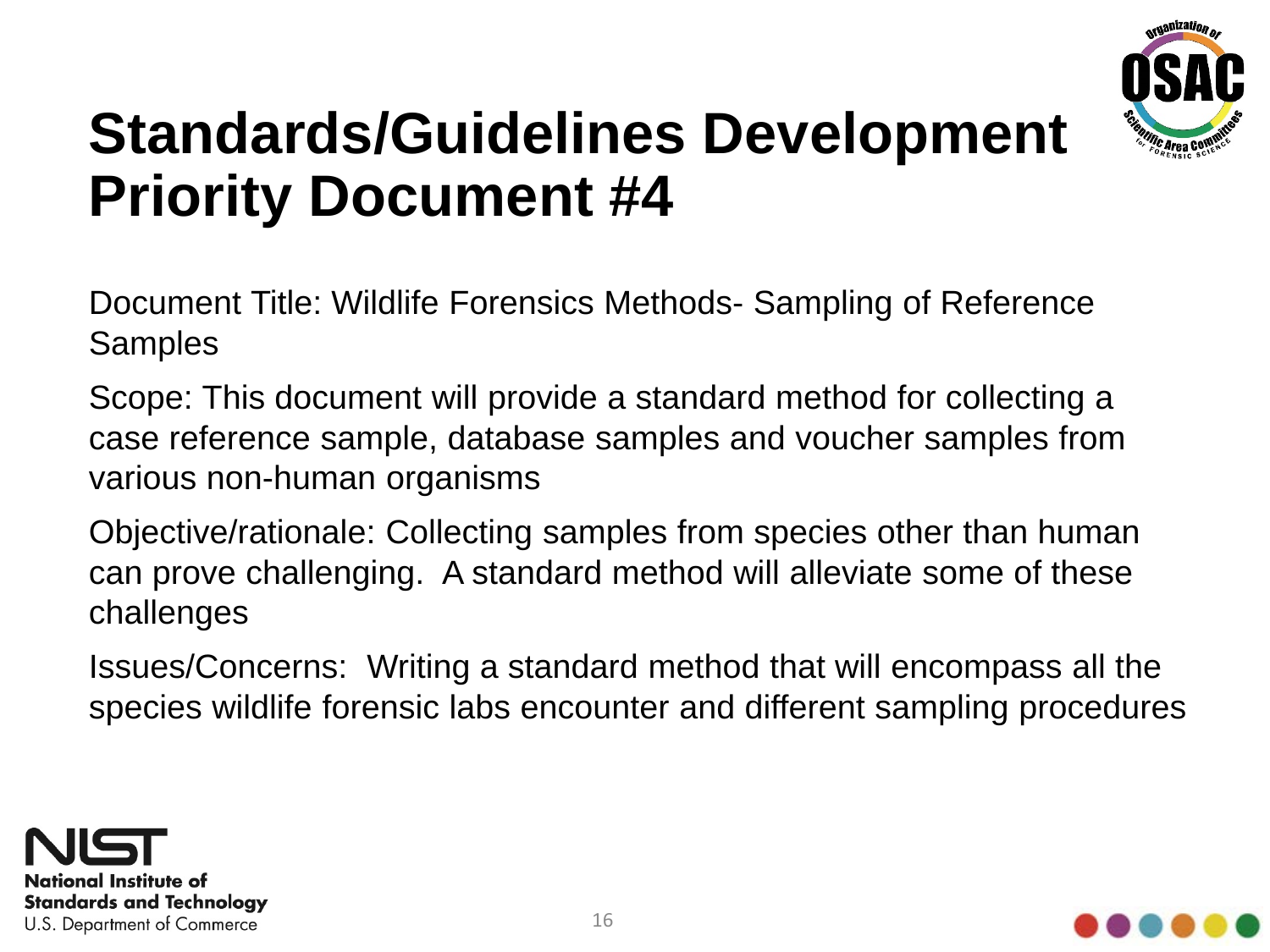# Standards/Guidelines Development Priority Document #4

Document Title: Wildlife Forensics Methods- Sampling of Reference Samples

Scope: This document will provide a standard method for collecting a case reference sample, database samples and voucher samples from various non-human organisms

Objective/rationale: Collecting samples from species other than human can prove challenging. A standard method will alleviate some of these challenges

Issues/Concerns: Writing a standard method that will encompass all the species wildlife forensic labs encounter and different sampling procedures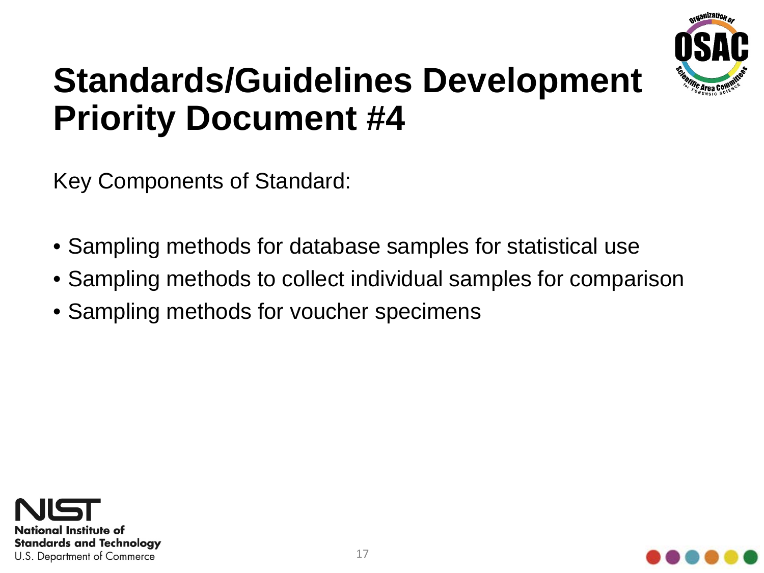# Standards/Guidelines Development Priority Document #4

Key Components of Standard:

- Sampling methods for database samples for statistical use
- Sampling methods to collect individual samples for comparison
- Sampling methods for voucher specimens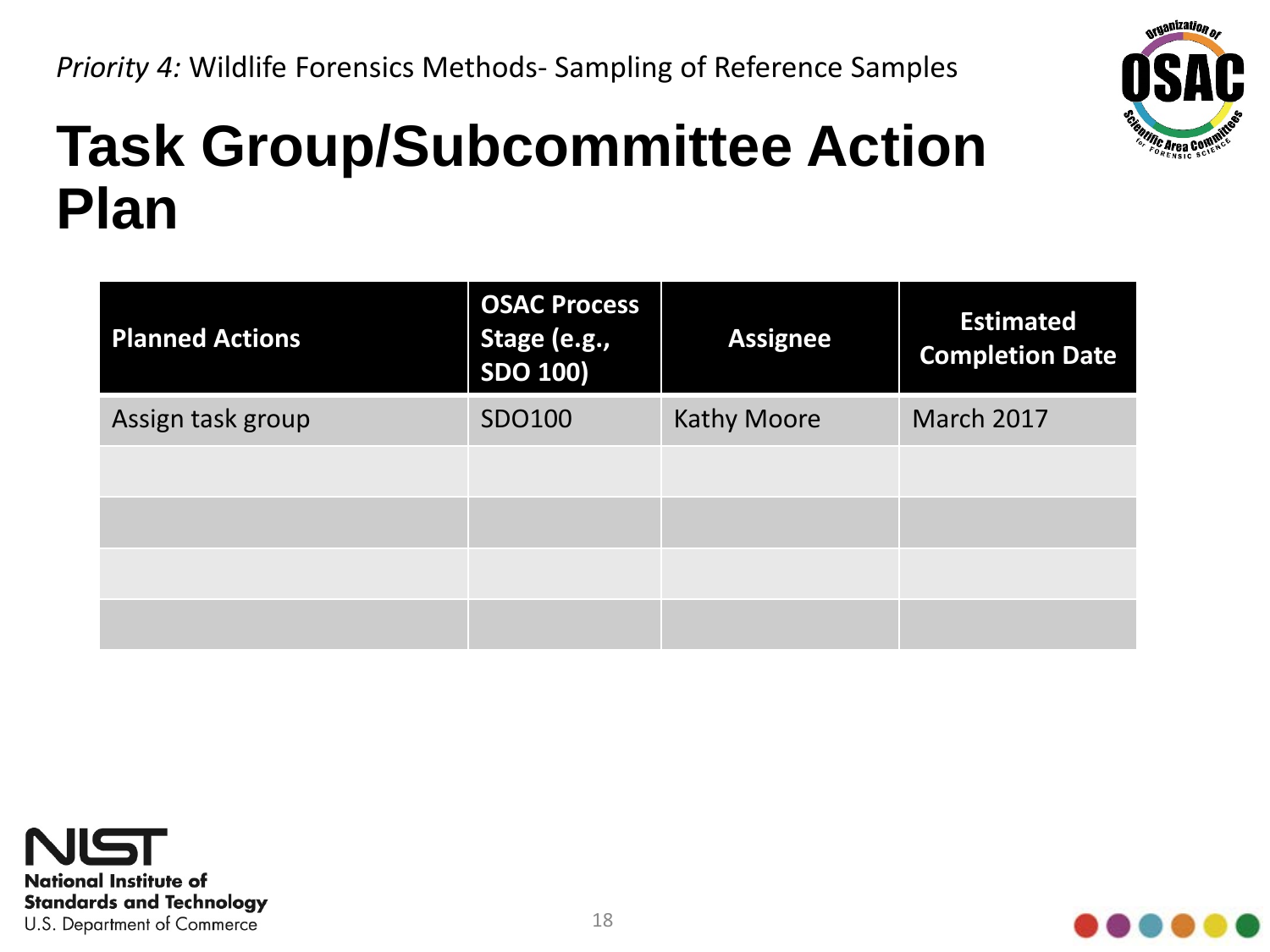*Priority 4:* Wildlife Forensics Methods- Sampling of Reference Samples

# Task Group/Subcommittee Action Plan

| Planned Actions | OSAC Process Stage (e.g., SDO 100) | Assignee | Estimated Completion Date |
|---|---|---|---|
| Assign task group | SDO100 | Kathy Moore | March 2017 |
| | | | |
| | | | |
| | | | |
| | | | |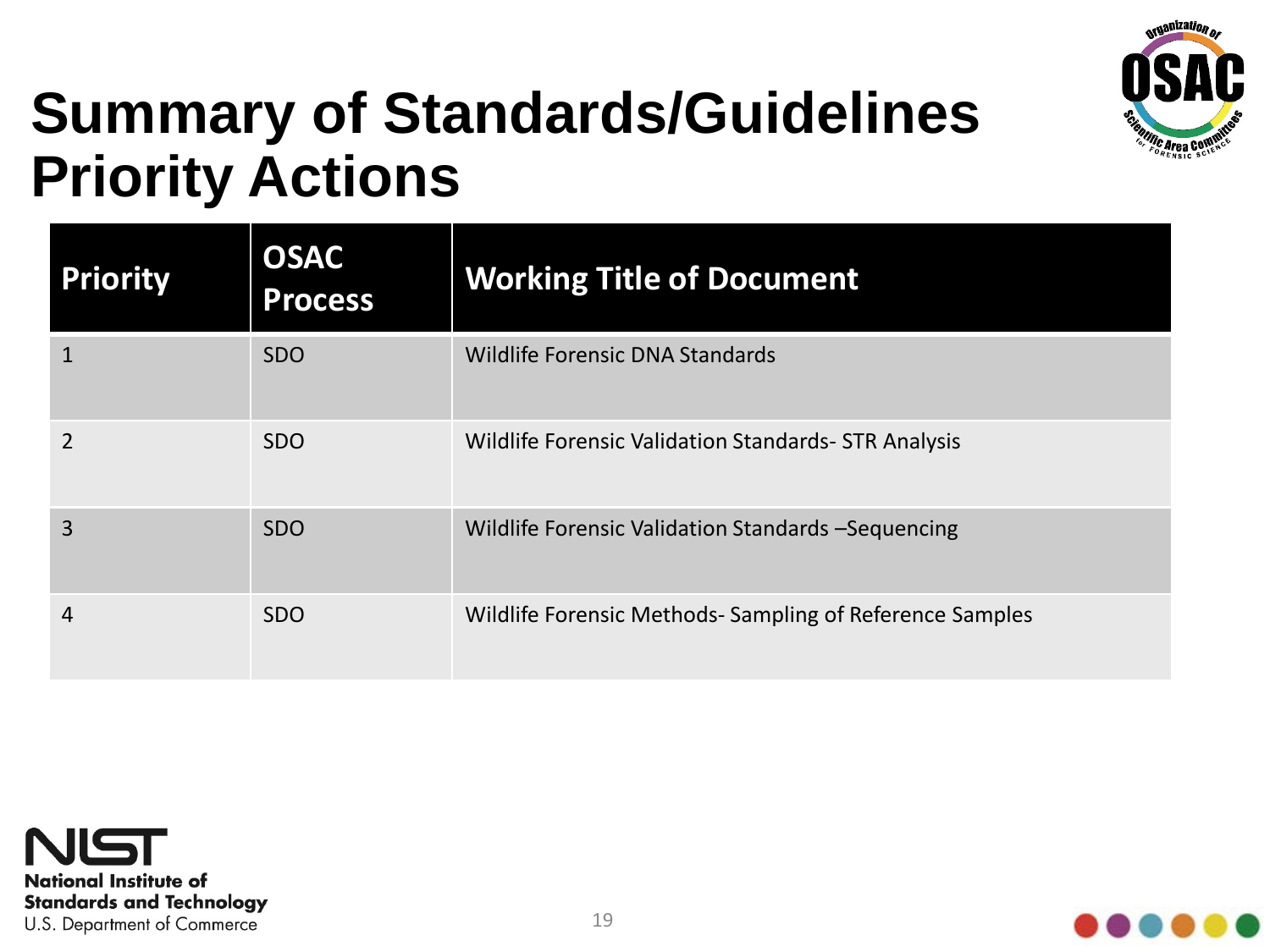# Summary of Standards/Guidelines Priority Actions

| Priority | OSAC Process | Working Title of Document |
|---|---|---|
| 1 | SDO | Wildlife Forensic DNA Standards |
| 2 | SDO | Wildlife Forensic Validation Standards- STR Analysis |
| 3 | SDO | Wildlife Forensic Validation Standards –Sequencing |
| 4 | SDO | Wildlife Forensic Methods- Sampling of Reference Samples |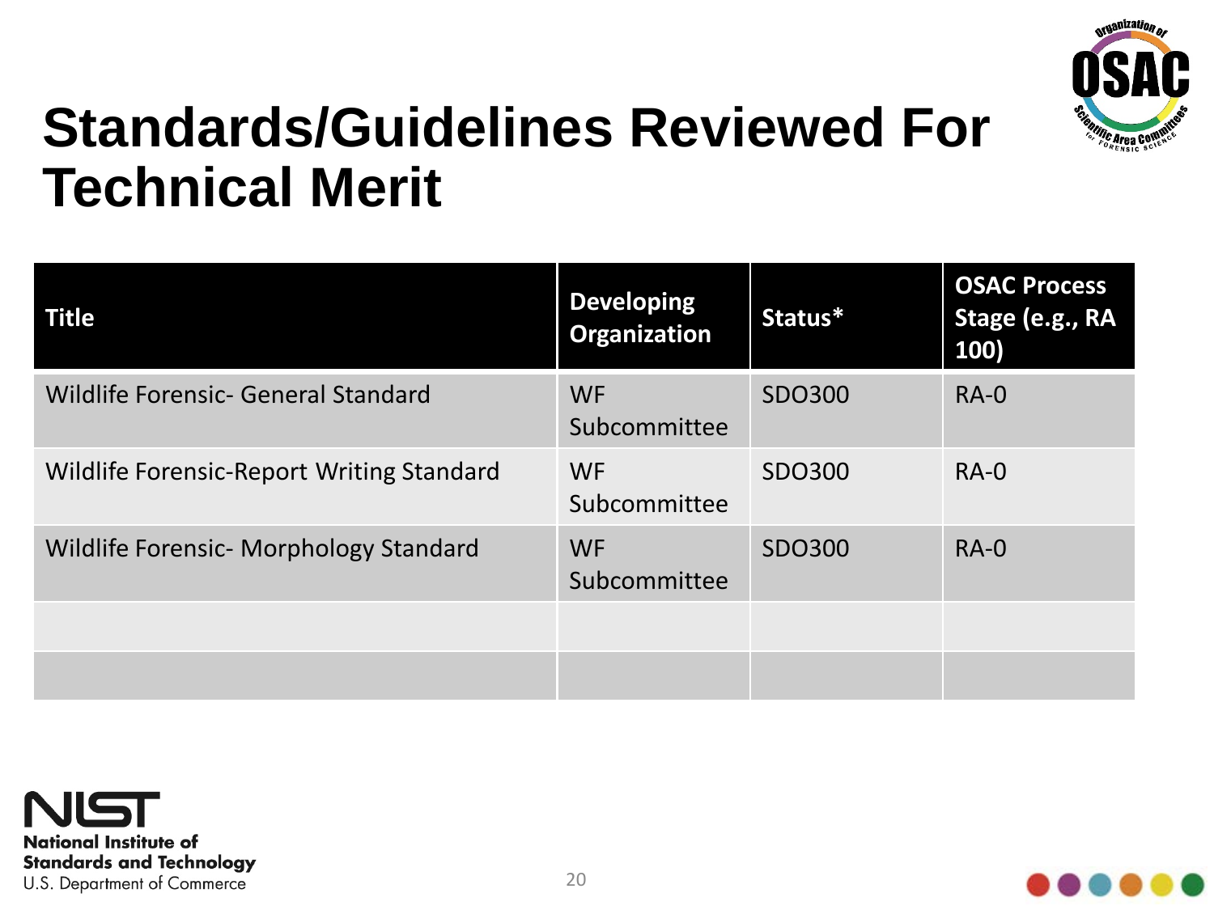# Standards/Guidelines Reviewed For Technical Merit

| Title | Developing Organization | Status* | OSAC Process Stage (e.g., RA 100) |
|---|---|---|---|
| Wildlife Forensic- General Standard | WF Subcommittee | SDO300 | RA-0 |
| Wildlife Forensic-Report Writing Standard | WF Subcommittee | SDO300 | RA-0 |
| Wildlife Forensic- Morphology Standard | WF Subcommittee | SDO300 | RA-0 |
| | | | |
| | | | |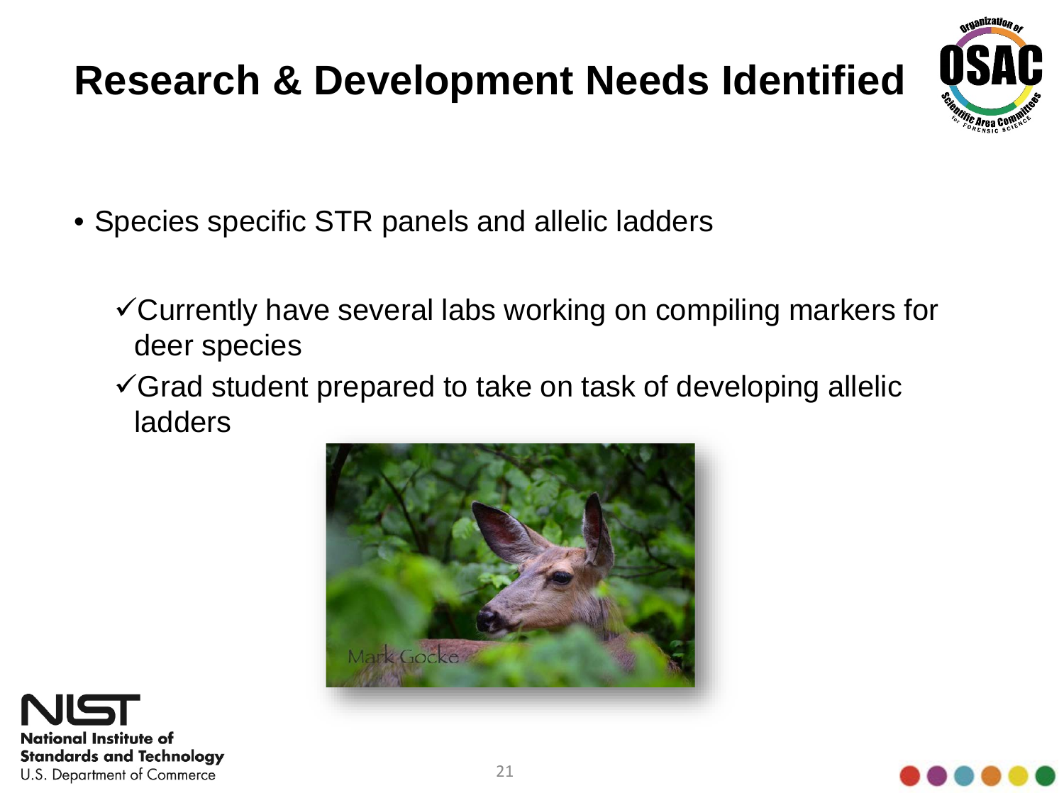# Research & Development Needs Identified

- Species specific STR panels and allelic ladders
  - ✓ Currently have several labs working on compiling markers for deer species
  - ✓ Grad student prepared to take on task of developing allelic ladders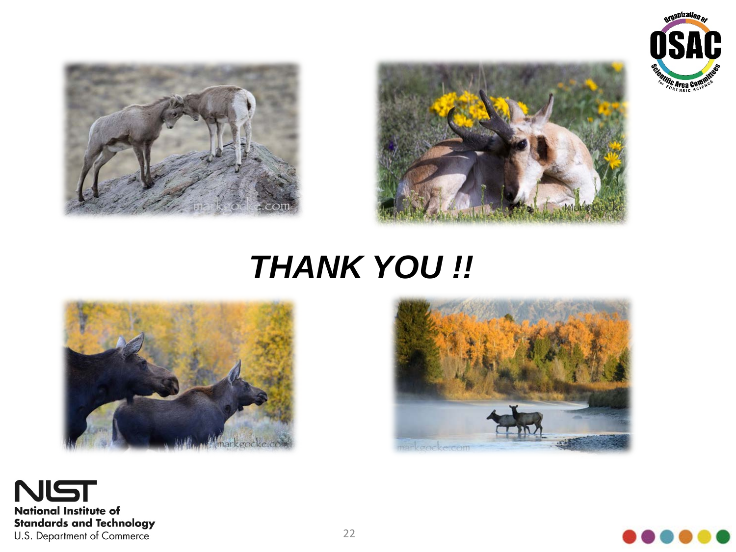# THANK YOU !!